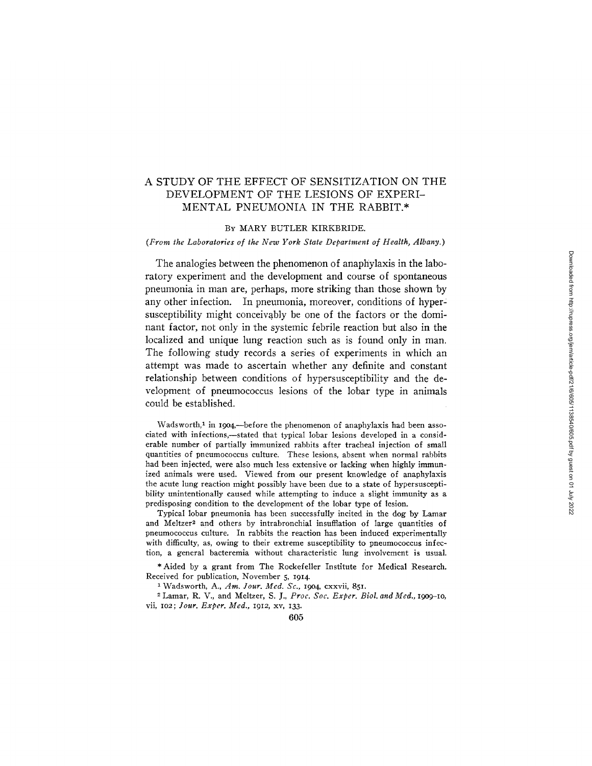# A STUDY OF THE EFFECT OF SENSITIZATION ON THE DEVELOPMENT OF THE LESIONS OF EXPERIMENTAL PNEUMONIA IN THE RABBIT.*

By MARY BUTLER KIRKBRIDE.

*(From the Laboratories of the New York State Department of Health, Albany.)*

The analogies between the phenomenon of anaphylaxis in the laboratory experiment and the development and course of spontaneous pneumonia in man are, perhaps, more striking than those shown by any other infection. In pneumonia, moreover, conditions of hypersusceptibility might conceivably be one of the factors or the dominant factor, not only in the systemic febrile reaction but also in the localized and unique lung reaction such as is found only in man. The following study records a series of experiments in which an attempt was made to ascertain whether any definite and constant relationship between conditions of hypersusceptibility and the development of pneumococcus lesions of the lobar type in animals could be established.

Wadsworth,[1] in 1904,—before the phenomenon of anaphylaxis had been associated with infections,—stated that typical lobar lesions developed in a considerable number of partially immunized rabbits after tracheal injection of small quantities of pneumococcus culture. These lesions, absent when normal rabbits had been injected, were also much less extensive or lacking when highly immunized animals were used. Viewed from our present knowledge of anaphylaxis the acute lung reaction might possibly have been due to a state of hypersusceptibility unintentionally caused while attempting to induce a slight immunity as a predisposing condition to the development of the lobar type of lesion.

Typical lobar pneumonia has been successfully incited in the dog by Lamar and Meltzer[2] and others by intrabronchial insufflation of large quantities of pneumococcus culture. In rabbits the reaction has been induced experimentally with difficulty, as, owing to their extreme susceptibility to pneumococcus infection, a general bacteremia without characteristic lung involvement is usual.

\* Aided by a grant from The Rockefeller Institute for Medical Research. Received for publication, November 5, 1914.

[1] Wadsworth, A., *Am. Jour. Med. Sc.*, 1904, cxxvii, 851.

[2] Lamar, R. V., and Meltzer, S. J., *Proc. Soc. Exper. Biol. and Med.*, 1909–10, vii, 102; *Jour. Exper. Med.*, 1912, xv, 133.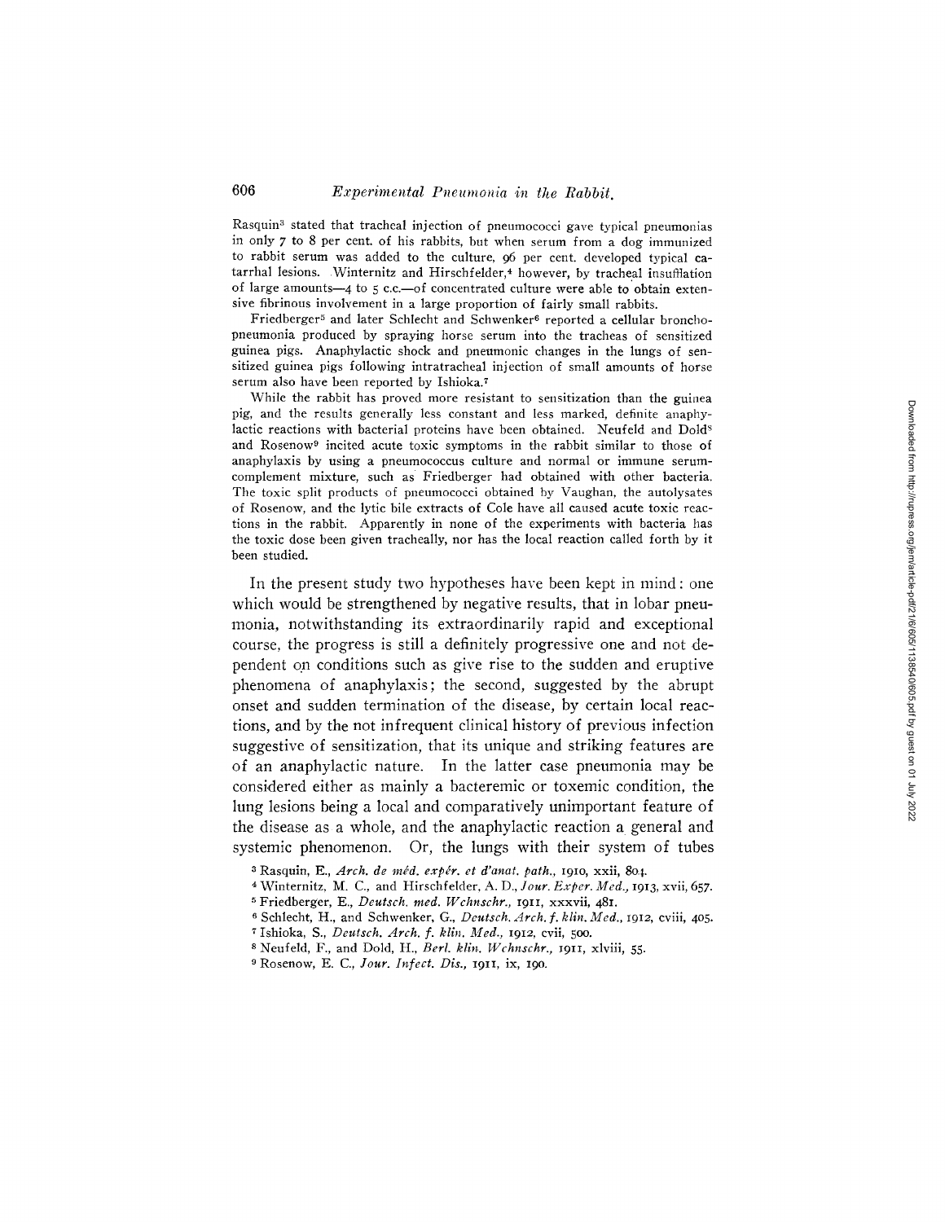Rasquin[3] stated that tracheal injection of pneumococci gave typical pneumonias in only 7 to 8 per cent. of his rabbits, but when serum from a dog immunized to rabbit serum was added to the culture, 96 per cent. developed typical catarrhal lesions. Winternitz and Hirschfelder,[4] however, by tracheal insufflation of large amounts—4 to 5 c.c.—of concentrated culture were able to obtain extensive fibrinous involvement in a large proportion of fairly small rabbits.

Friedberger[5] and later Schlecht and Schwenker[6] reported a cellular bronchopneumonia produced by spraying horse serum into the tracheas of sensitized guinea pigs. Anaphylactic shock and pneumonic changes in the lungs of sensitized guinea pigs following intratracheal injection of small amounts of horse serum also have been reported by Ishioka.[7]

While the rabbit has proved more resistant to sensitization than the guinea pig, and the results generally less constant and less marked, definite anaphylactic reactions with bacterial proteins have been obtained. Neufeld and Dold[8] and Rosenow[9] incited acute toxic symptoms in the rabbit similar to those of anaphylaxis by using a pneumococcus culture and normal or immune serum-complement mixture, such as Friedberger had obtained with other bacteria. The toxic split products of pneumococci obtained by Vaughan, the autolysates of Rosenow, and the lytic bile extracts of Cole have all caused acute toxic reactions in the rabbit. Apparently in none of the experiments with bacteria has the toxic dose been given tracheally, nor has the local reaction called forth by it been studied.

In the present study two hypotheses have been kept in mind: one which would be strengthened by negative results, that in lobar pneumonia, notwithstanding its extraordinarily rapid and exceptional course, the progress is still a definitely progressive one and not dependent on conditions such as give rise to the sudden and eruptive phenomena of anaphylaxis; the second, suggested by the abrupt onset and sudden termination of the disease, by certain local reactions, and by the not infrequent clinical history of previous infection suggestive of sensitization, that its unique and striking features are of an anaphylactic nature. In the latter case pneumonia may be considered either as mainly a bacteremic or toxemic condition, the lung lesions being a local and comparatively unimportant feature of the disease as a whole, and the anaphylactic reaction a general and systemic phenomenon. Or, the lungs with their system of tubes

[3] Rasquin, E., *Arch. de méd. expér. et d'anat. path.*, 1910, xxii, 804.

[4] Winternitz, M. C., and Hirschfelder, A. D., *Jour. Exper. Med.*, 1913, xvii, 657.

[5] Friedberger, E., *Deutsch. med. Wchnschr.*, 1911, xxxvii, 481.

[6] Schlecht, H., and Schwenker, G., *Deutsch. Arch. f. klin. Med.*, 1912, cviii, 405.

[7] Ishioka, S., *Deutsch. Arch. f. klin. Med.*, 1912, cvii, 500.

[8] Neufeld, F., and Dold, H., *Berl. klin. Wchnschr.*, 1911, xlviii, 55.

[9] Rosenow, E. C., *Jour. Infect. Dis.*, 1911, ix, 190.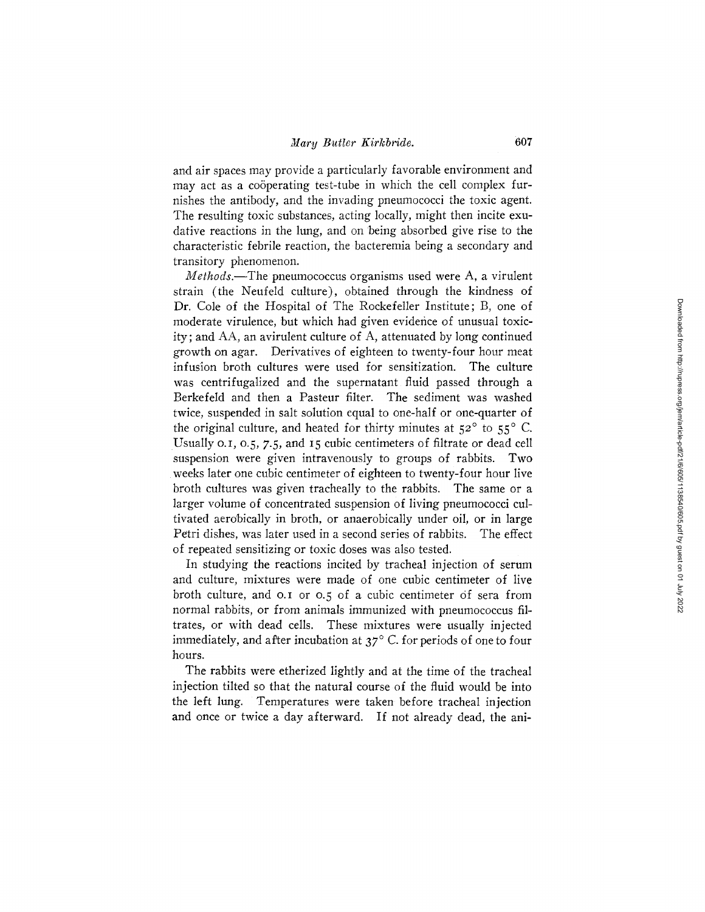and air spaces may provide a particularly favorable environment and may act as a coöperating test-tube in which the cell complex furnishes the antibody, and the invading pneumococci the toxic agent. The resulting toxic substances, acting locally, might then incite exudative reactions in the lung, and on being absorbed give rise to the characteristic febrile reaction, the bacteremia being a secondary and transitory phenomenon.

*Methods.*—The pneumococcus organisms used were A, a virulent strain (the Neufeld culture), obtained through the kindness of Dr. Cole of the Hospital of The Rockefeller Institute; B, one of moderate virulence, but which had given evidence of unusual toxicity; and AA, an avirulent culture of A, attenuated by long continued growth on agar. Derivatives of eighteen to twenty-four hour meat infusion broth cultures were used for sensitization. The culture was centrifugalized and the supernatant fluid passed through a Berkefeld and then a Pasteur filter. The sediment was washed twice, suspended in salt solution equal to one-half or one-quarter of the original culture, and heated for thirty minutes at 52° to 55° C. Usually 0.1, 0.5, 7.5, and 15 cubic centimeters of filtrate or dead cell suspension were given intravenously to groups of rabbits. Two weeks later one cubic centimeter of eighteen to twenty-four hour live broth cultures was given tracheally to the rabbits. The same or a larger volume of concentrated suspension of living pneumococci cultivated aerobically in broth, or anaerobically under oil, or in large Petri dishes, was later used in a second series of rabbits. The effect of repeated sensitizing or toxic doses was also tested.

In studying the reactions incited by tracheal injection of serum and culture, mixtures were made of one cubic centimeter of live broth culture, and 0.1 or 0.5 of a cubic centimeter of sera from normal rabbits, or from animals immunized with pneumococcus filtrates, or with dead cells. These mixtures were usually injected immediately, and after incubation at 37° C. for periods of one to four hours.

The rabbits were etherized lightly and at the time of the tracheal injection tilted so that the natural course of the fluid would be into the left lung. Temperatures were taken before tracheal injection and once or twice a day afterward. If not already dead, the ani-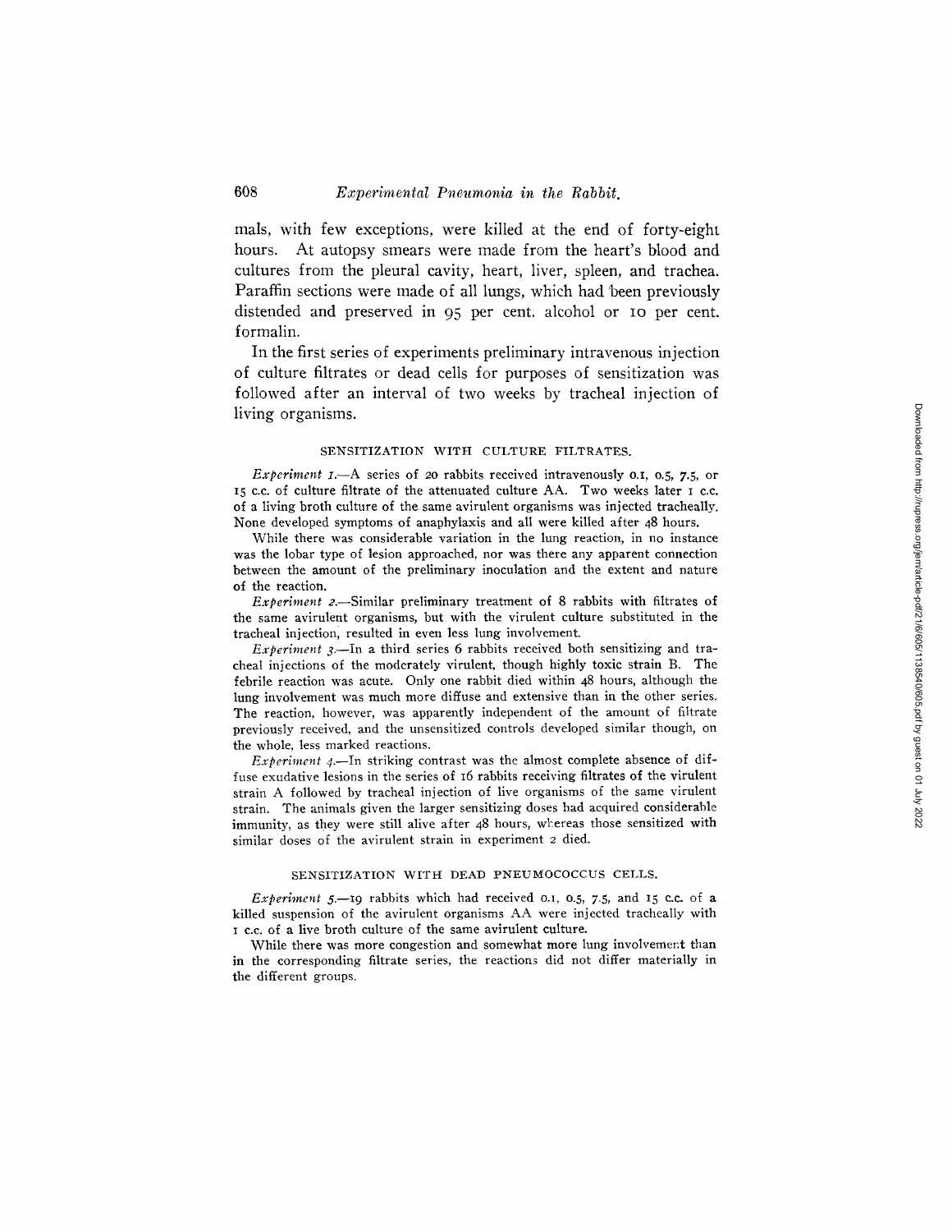mals, with few exceptions, were killed at the end of forty-eight hours. At autopsy smears were made from the heart's blood and cultures from the pleural cavity, heart, liver, spleen, and trachea. Paraffin sections were made of all lungs, which had been previously distended and preserved in 95 per cent. alcohol or 10 per cent. formalin.

In the first series of experiments preliminary intravenous injection of culture filtrates or dead cells for purposes of sensitization was followed after an interval of two weeks by tracheal injection of living organisms.

## SENSITIZATION WITH CULTURE FILTRATES.

*Experiment 1.*—A series of 20 rabbits received intravenously 0.1, 0.5, 7.5, or 15 c.c. of culture filtrate of the attenuated culture AA. Two weeks later 1 c.c. of a living broth culture of the same avirulent organisms was injected tracheally. None developed symptoms of anaphylaxis and all were killed after 48 hours.

While there was considerable variation in the lung reaction, in no instance was the lobar type of lesion approached, nor was there any apparent connection between the amount of the preliminary inoculation and the extent and nature of the reaction.

*Experiment 2.*—Similar preliminary treatment of 8 rabbits with filtrates of the same avirulent organisms, but with the virulent culture substituted in the tracheal injection, resulted in even less lung involvement.

*Experiment 3.*—In a third series 6 rabbits received both sensitizing and tracheal injections of the moderately virulent, though highly toxic strain B. The febrile reaction was acute. Only one rabbit died within 48 hours, although the lung involvement was much more diffuse and extensive than in the other series. The reaction, however, was apparently independent of the amount of filtrate previously received, and the unsensitized controls developed similar though, on the whole, less marked reactions.

*Experiment 4.*—In striking contrast was the almost complete absence of diffuse exudative lesions in the series of 16 rabbits receiving filtrates of the virulent strain A followed by tracheal injection of live organisms of the same virulent strain. The animals given the larger sensitizing doses had acquired considerable immunity, as they were still alive after 48 hours, whereas those sensitized with similar doses of the avirulent strain in experiment 2 died.

## SENSITIZATION WITH DEAD PNEUMOCOCCUS CELLS.

*Experiment 5.*—19 rabbits which had received 0.1, 0.5, 7.5, and 15 c.c. of a killed suspension of the avirulent organisms AA were injected tracheally with 1 c.c. of a live broth culture of the same avirulent culture.

While there was more congestion and somewhat more lung involvement than in the corresponding filtrate series, the reactions did not differ materially in the different groups.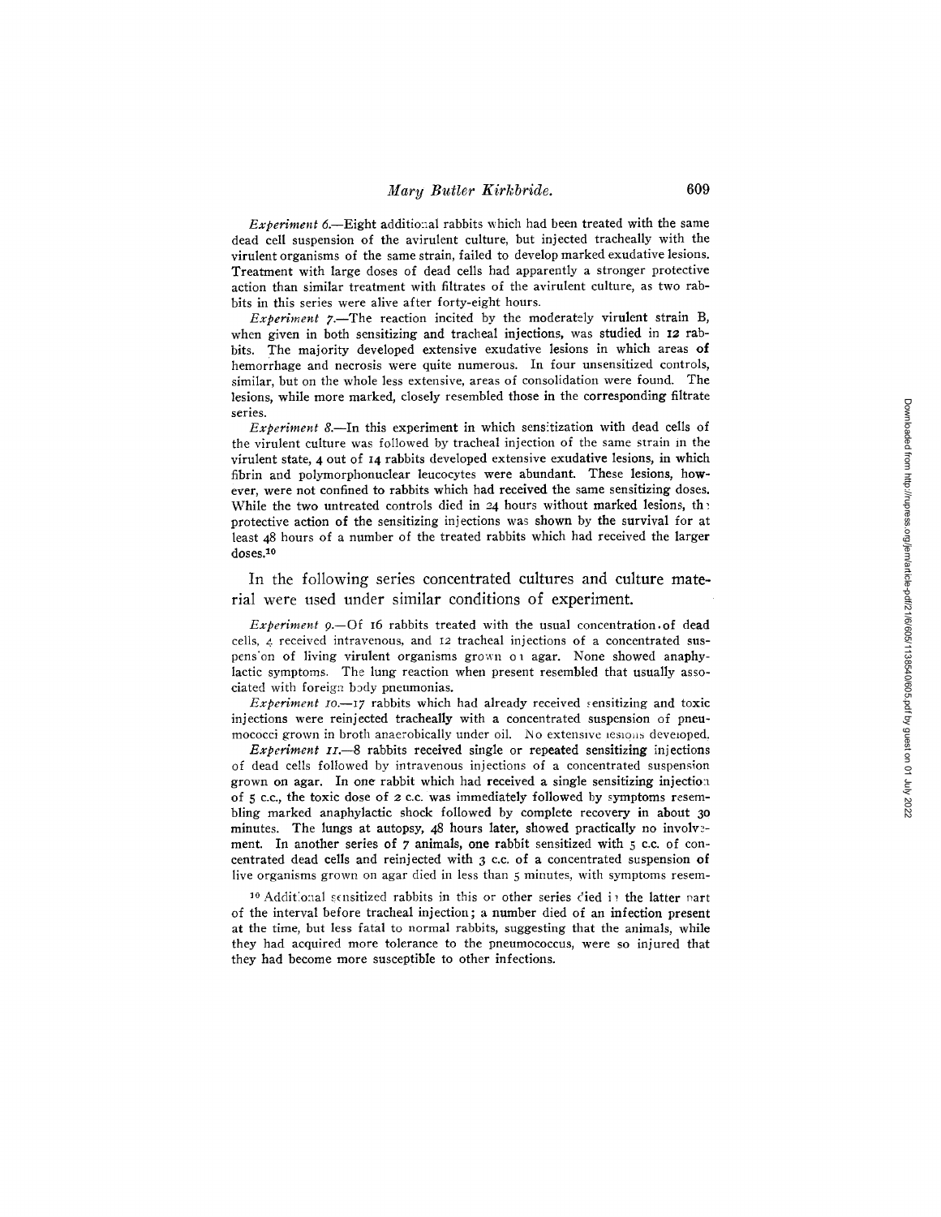*Experiment 6.*—Eight additional rabbits which had been treated with the same dead cell suspension of the avirulent culture, but injected tracheally with the virulent organisms of the same strain, failed to develop marked exudative lesions. Treatment with large doses of dead cells had apparently a stronger protective action than similar treatment with filtrates of the avirulent culture, as two rabbits in this series were alive after forty-eight hours.

*Experiment 7.*—The reaction incited by the moderately virulent strain B, when given in both sensitizing and tracheal injections, was studied in 12 rabbits. The majority developed extensive exudative lesions in which areas of hemorrhage and necrosis were quite numerous. In four unsensitized controls, similar, but on the whole less extensive, areas of consolidation were found. The lesions, while more marked, closely resembled those in the corresponding filtrate series.

*Experiment 8.*—In this experiment in which sensitization with dead cells of the virulent culture was followed by tracheal injection of the same strain in the virulent state, 4 out of 14 rabbits developed extensive exudative lesions, in which fibrin and polymorphonuclear leucocytes were abundant. These lesions, however, were not confined to rabbits which had received the same sensitizing doses. While the two untreated controls died in 24 hours without marked lesions, the protective action of the sensitizing injections was shown by the survival for at least 48 hours of a number of the treated rabbits which had received the larger doses.[10]

In the following series concentrated cultures and culture material were used under similar conditions of experiment.

*Experiment 9.*—Of 16 rabbits treated with the usual concentration of dead cells, 4 received intravenous, and 12 tracheal injections of a concentrated suspension of living virulent organisms grown on agar. None showed anaphylactic symptoms. The lung reaction when present resembled that usually associated with foreign body pneumonias.

*Experiment 10.*—17 rabbits which had already received sensitizing and toxic injections were reinjected tracheally with a concentrated suspension of pneumococci grown in broth anaerobically under oil. No extensive lesions developed.

*Experiment 11.*—8 rabbits received single or repeated sensitizing injections of dead cells followed by intravenous injections of a concentrated suspension grown on agar. In one rabbit which had received a single sensitizing injection of 5 c.c., the toxic dose of 2 c.c. was immediately followed by symptoms resembling marked anaphylactic shock followed by complete recovery in about 30 minutes. The lungs at autopsy, 48 hours later, showed practically no involvement. In another series of 7 animals, one rabbit sensitized with 5 c.c. of concentrated dead cells and reinjected with 3 c.c. of a concentrated suspension of live organisms grown on agar died in less than 5 minutes, with symptoms resem-

[10] Additional sensitized rabbits in this or other series died in the latter part of the interval before tracheal injection; a number died of an infection present at the time, but less fatal to normal rabbits, suggesting that the animals, while they had acquired more tolerance to the pneumococcus, were so injured that they had become more susceptible to other infections.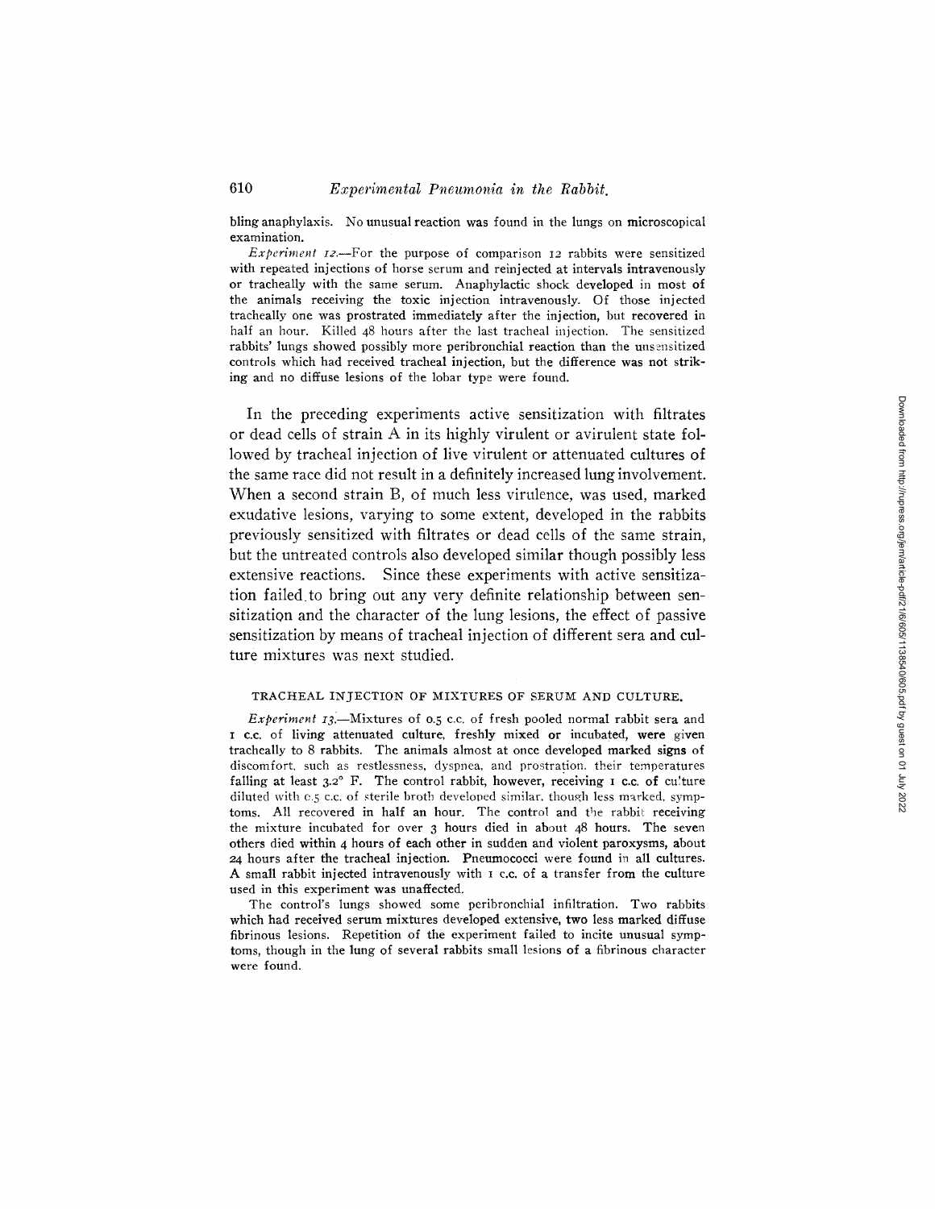bling anaphylaxis. No unusual reaction was found in the lungs on microscopical examination.

*Experiment 12.*—For the purpose of comparison 12 rabbits were sensitized with repeated injections of horse serum and reinjected at intervals intravenously or tracheally with the same serum. Anaphylactic shock developed in most of the animals receiving the toxic injection intravenously. Of those injected tracheally one was prostrated immediately after the injection, but recovered in half an hour. Killed 48 hours after the last tracheal injection. The sensitized rabbits' lungs showed possibly more peribronchial reaction than the unsensitized controls which had received tracheal injection, but the difference was not striking and no diffuse lesions of the lobar type were found.

In the preceding experiments active sensitization with filtrates or dead cells of strain A in its highly virulent or avirulent state followed by tracheal injection of live virulent or attenuated cultures of the same race did not result in a definitely increased lung involvement. When a second strain B, of much less virulence, was used, marked exudative lesions, varying to some extent, developed in the rabbits previously sensitized with filtrates or dead cells of the same strain, but the untreated controls also developed similar though possibly less extensive reactions. Since these experiments with active sensitization failed to bring out any very definite relationship between sensitization and the character of the lung lesions, the effect of passive sensitization by means of tracheal injection of different sera and culture mixtures was next studied.

## TRACHEAL INJECTION OF MIXTURES OF SERUM AND CULTURE.

*Experiment 13.*—Mixtures of 0.5 c.c. of fresh pooled normal rabbit sera and 1 c.c. of living attenuated culture, freshly mixed or incubated, were given tracheally to 8 rabbits. The animals almost at once developed marked signs of discomfort, such as restlessness, dyspnea, and prostration, their temperatures falling at least 3.2° F. The control rabbit, however, receiving 1 c.c. of culture diluted with 0.5 c.c. of sterile broth developed similar, though less marked, symptoms. All recovered in half an hour. The control and the rabbit receiving the mixture incubated for over 3 hours died in about 48 hours. The seven others died within 4 hours of each other in sudden and violent paroxysms, about 24 hours after the tracheal injection. Pneumococci were found in all cultures. A small rabbit injected intravenously with 1 c.c. of a transfer from the culture used in this experiment was unaffected.

The control's lungs showed some peribronchial infiltration. Two rabbits which had received serum mixtures developed extensive, two less marked diffuse fibrinous lesions. Repetition of the experiment failed to incite unusual symptoms, though in the lung of several rabbits small lesions of a fibrinous character were found.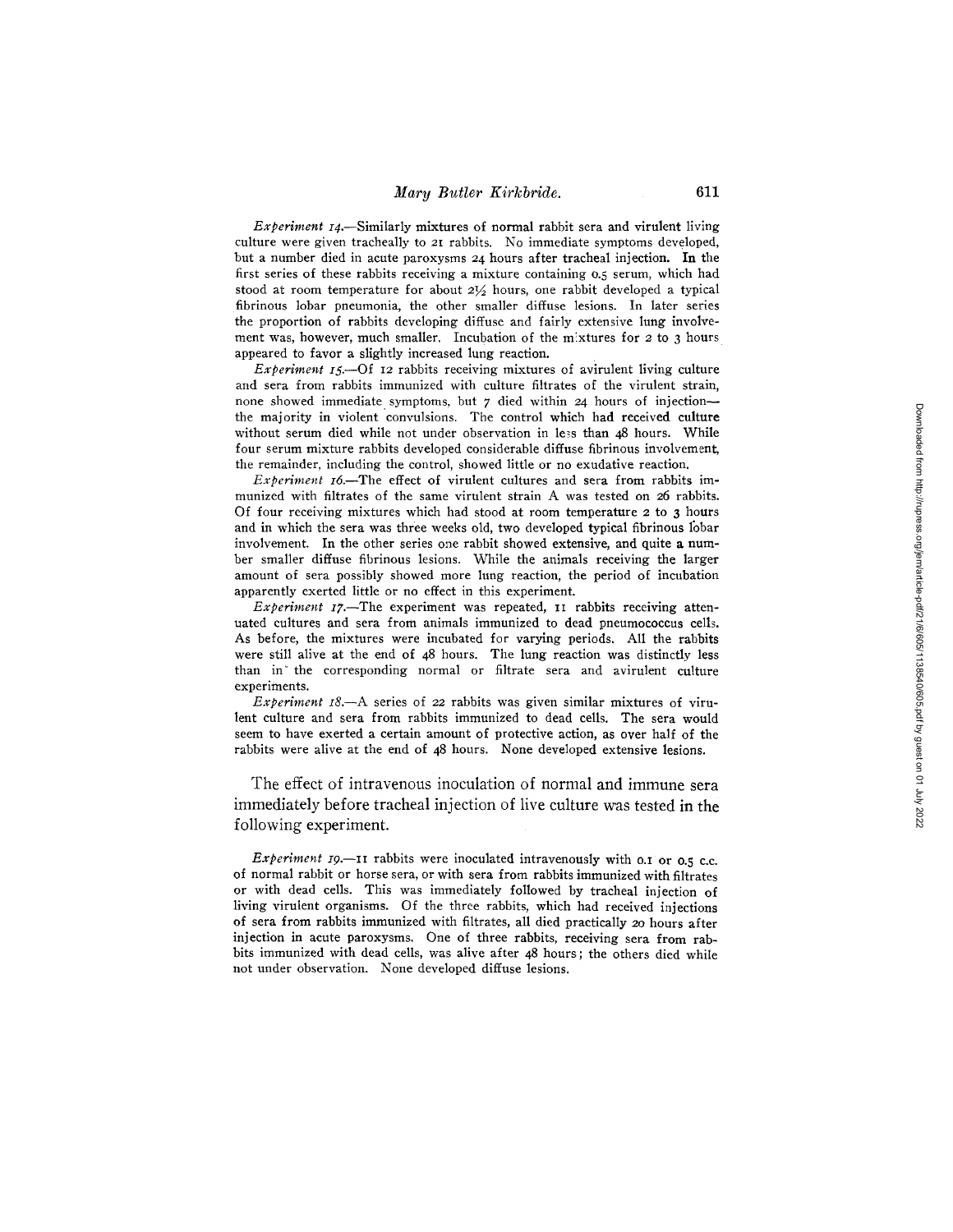*Experiment 14.*—Similarly mixtures of normal rabbit sera and virulent living culture were given tracheally to 21 rabbits. No immediate symptoms developed, but a number died in acute paroxysms 24 hours after tracheal injection. In the first series of these rabbits receiving a mixture containing 0.5 serum, which had stood at room temperature for about 2½ hours, one rabbit developed a typical fibrinous lobar pneumonia, the other smaller diffuse lesions. In later series the proportion of rabbits developing diffuse and fairly extensive lung involvement was, however, much smaller. Incubation of the mixtures for 2 to 3 hours appeared to favor a slightly increased lung reaction.

*Experiment 15.*—Of 12 rabbits receiving mixtures of avirulent living culture and sera from rabbits immunized with culture filtrates of the virulent strain, none showed immediate symptoms, but 7 died within 24 hours of injection—the majority in violent convulsions. The control which had received culture without serum died while not under observation in less than 48 hours. While four serum mixture rabbits developed considerable diffuse fibrinous involvement, the remainder, including the control, showed little or no exudative reaction.

*Experiment 16.*—The effect of virulent cultures and sera from rabbits immunized with filtrates of the same virulent strain A was tested on 26 rabbits. Of four receiving mixtures which had stood at room temperature 2 to 3 hours and in which the sera was three weeks old, two developed typical fibrinous lobar involvement. In the other series one rabbit showed extensive, and quite a number smaller diffuse fibrinous lesions. While the animals receiving the larger amount of sera possibly showed more lung reaction, the period of incubation apparently exerted little or no effect in this experiment.

*Experiment 17.*—The experiment was repeated, 11 rabbits receiving attenuated cultures and sera from animals immunized to dead pneumococcus cells. As before, the mixtures were incubated for varying periods. All the rabbits were still alive at the end of 48 hours. The lung reaction was distinctly less than in the corresponding normal or filtrate sera and avirulent culture experiments.

*Experiment 18.*—A series of 22 rabbits was given similar mixtures of virulent culture and sera from rabbits immunized to dead cells. The sera would seem to have exerted a certain amount of protective action, as over half of the rabbits were alive at the end of 48 hours. None developed extensive lesions.

The effect of intravenous inoculation of normal and immune sera immediately before tracheal injection of live culture was tested in the following experiment.

*Experiment 19.*—11 rabbits were inoculated intravenously with 0.1 or 0.5 c.c. of normal rabbit or horse sera, or with sera from rabbits immunized with filtrates or with dead cells. This was immediately followed by tracheal injection of living virulent organisms. Of the three rabbits, which had received injections of sera from rabbits immunized with filtrates, all died practically 20 hours after injection in acute paroxysms. One of three rabbits, receiving sera from rabbits immunized with dead cells, was alive after 48 hours; the others died while not under observation. None developed diffuse lesions.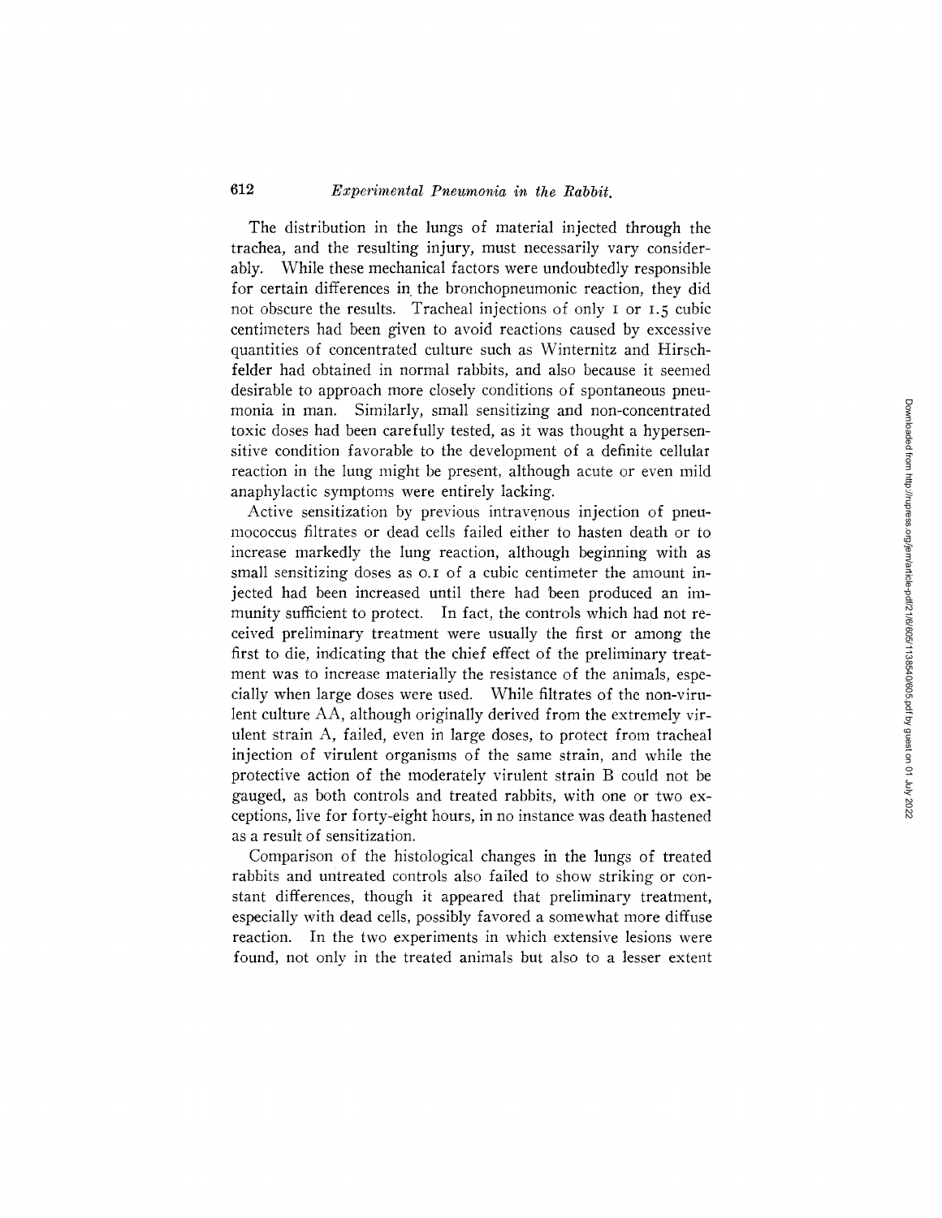The distribution in the lungs of material injected through the trachea, and the resulting injury, must necessarily vary considerably. While these mechanical factors were undoubtedly responsible for certain differences in the bronchopneumonic reaction, they did not obscure the results. Tracheal injections of only 1 or 1.5 cubic centimeters had been given to avoid reactions caused by excessive quantities of concentrated culture such as Winternitz and Hirschfelder had obtained in normal rabbits, and also because it seemed desirable to approach more closely conditions of spontaneous pneumonia in man. Similarly, small sensitizing and non-concentrated toxic doses had been carefully tested, as it was thought a hypersensitive condition favorable to the development of a definite cellular reaction in the lung might be present, although acute or even mild anaphylactic symptoms were entirely lacking.

Active sensitization by previous intravenous injection of pneumococcus filtrates or dead cells failed either to hasten death or to increase markedly the lung reaction, although beginning with as small sensitizing doses as 0.1 of a cubic centimeter the amount injected had been increased until there had been produced an immunity sufficient to protect. In fact, the controls which had not received preliminary treatment were usually the first or among the first to die, indicating that the chief effect of the preliminary treatment was to increase materially the resistance of the animals, especially when large doses were used. While filtrates of the non-virulent culture AA, although originally derived from the extremely virulent strain A, failed, even in large doses, to protect from tracheal injection of virulent organisms of the same strain, and while the protective action of the moderately virulent strain B could not be gauged, as both controls and treated rabbits, with one or two exceptions, live for forty-eight hours, in no instance was death hastened as a result of sensitization.

Comparison of the histological changes in the lungs of treated rabbits and untreated controls also failed to show striking or constant differences, though it appeared that preliminary treatment, especially with dead cells, possibly favored a somewhat more diffuse reaction. In the two experiments in which extensive lesions were found, not only in the treated animals but also to a lesser extent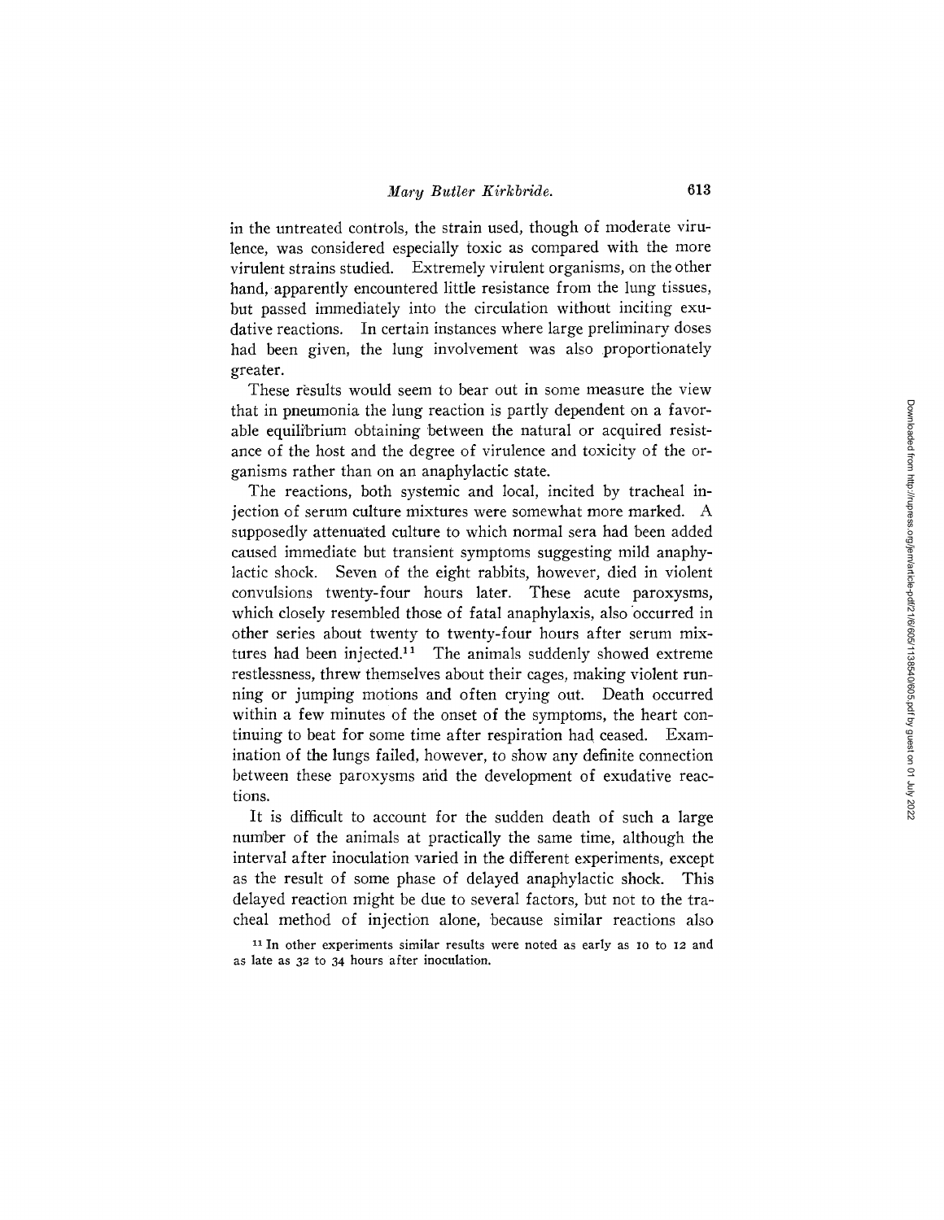in the untreated controls, the strain used, though of moderate virulence, was considered especially toxic as compared with the more virulent strains studied. Extremely virulent organisms, on the other hand, apparently encountered little resistance from the lung tissues, but passed immediately into the circulation without inciting exudative reactions. In certain instances where large preliminary doses had been given, the lung involvement was also proportionately greater.

These results would seem to bear out in some measure the view that in pneumonia the lung reaction is partly dependent on a favorable equilibrium obtaining between the natural or acquired resistance of the host and the degree of virulence and toxicity of the organisms rather than on an anaphylactic state.

The reactions, both systemic and local, incited by tracheal injection of serum culture mixtures were somewhat more marked. A supposedly attenuated culture to which normal sera had been added caused immediate but transient symptoms suggesting mild anaphylactic shock. Seven of the eight rabbits, however, died in violent convulsions twenty-four hours later. These acute paroxysms, which closely resembled those of fatal anaphylaxis, also occurred in other series about twenty to twenty-four hours after serum mixtures had been injected.[11] The animals suddenly showed extreme restlessness, threw themselves about their cages, making violent running or jumping motions and often crying out. Death occurred within a few minutes of the onset of the symptoms, the heart continuing to beat for some time after respiration had ceased. Examination of the lungs failed, however, to show any definite connection between these paroxysms and the development of exudative reactions.

It is difficult to account for the sudden death of such a large number of the animals at practically the same time, although the interval after inoculation varied in the different experiments, except as the result of some phase of delayed anaphylactic shock. This delayed reaction might be due to several factors, but not to the tracheal method of injection alone, because similar reactions also

[11] In other experiments similar results were noted as early as 10 to 12 and as late as 32 to 34 hours after inoculation.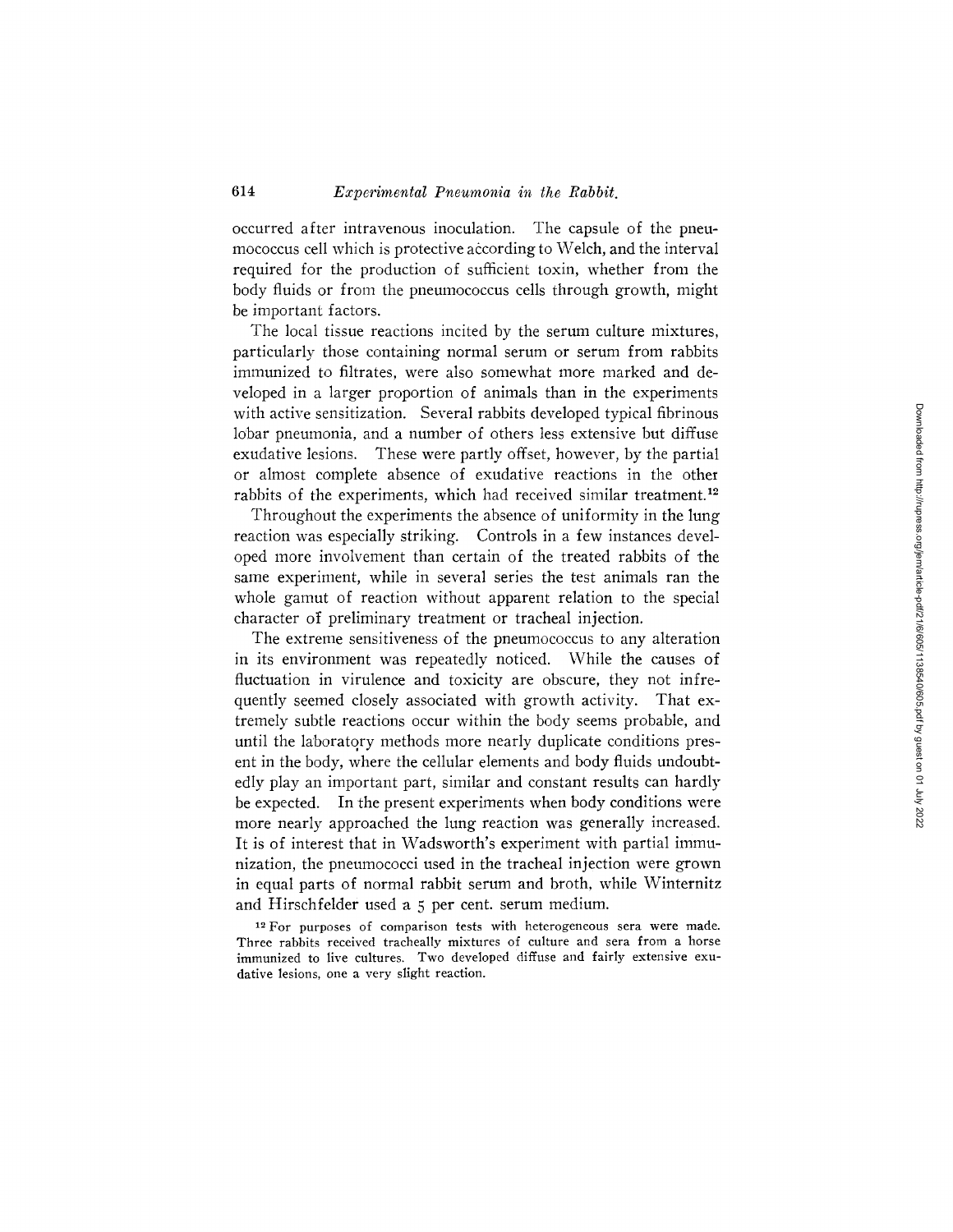occurred after intravenous inoculation. The capsule of the pneumococcus cell which is protective according to Welch, and the interval required for the production of sufficient toxin, whether from the body fluids or from the pneumococcus cells through growth, might be important factors.

The local tissue reactions incited by the serum culture mixtures, particularly those containing normal serum or serum from rabbits immunized to filtrates, were also somewhat more marked and developed in a larger proportion of animals than in the experiments with active sensitization. Several rabbits developed typical fibrinous lobar pneumonia, and a number of others less extensive but diffuse exudative lesions. These were partly offset, however, by the partial or almost complete absence of exudative reactions in the other rabbits of the experiments, which had received similar treatment.[12]

Throughout the experiments the absence of uniformity in the lung reaction was especially striking. Controls in a few instances developed more involvement than certain of the treated rabbits of the same experiment, while in several series the test animals ran the whole gamut of reaction without apparent relation to the special character of preliminary treatment or tracheal injection.

The extreme sensitiveness of the pneumococcus to any alteration in its environment was repeatedly noticed. While the causes of fluctuation in virulence and toxicity are obscure, they not infrequently seemed closely associated with growth activity. That extremely subtle reactions occur within the body seems probable, and until the laboratory methods more nearly duplicate conditions present in the body, where the cellular elements and body fluids undoubtedly play an important part, similar and constant results can hardly be expected. In the present experiments when body conditions were more nearly approached the lung reaction was generally increased. It is of interest that in Wadsworth's experiment with partial immunization, the pneumococci used in the tracheal injection were grown in equal parts of normal rabbit serum and broth, while Winternitz and Hirschfelder used a 5 per cent. serum medium.

[12] For purposes of comparison tests with heterogeneous sera were made. Three rabbits received tracheally mixtures of culture and sera from a horse immunized to live cultures. Two developed diffuse and fairly extensive exudative lesions, one a very slight reaction.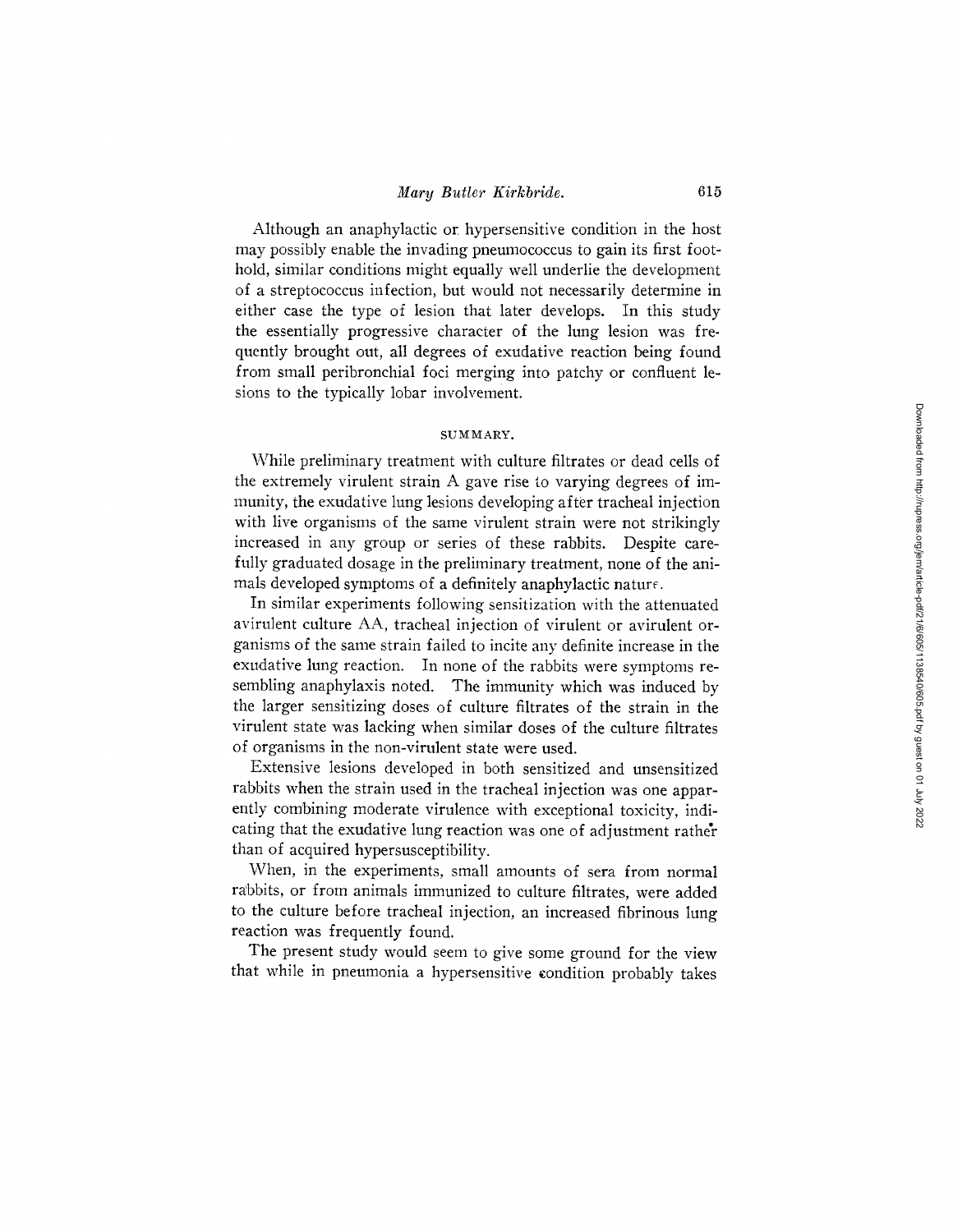Although an anaphylactic or hypersensitive condition in the host may possibly enable the invading pneumococcus to gain its first foothold, similar conditions might equally well underlie the development of a streptococcus infection, but would not necessarily determine in either case the type of lesion that later develops. In this study the essentially progressive character of the lung lesion was frequently brought out, all degrees of exudative reaction being found from small peribronchial foci merging into patchy or confluent lesions to the typically lobar involvement.

## SUMMARY.

While preliminary treatment with culture filtrates or dead cells of the extremely virulent strain A gave rise to varying degrees of immunity, the exudative lung lesions developing after tracheal injection with live organisms of the same virulent strain were not strikingly increased in any group or series of these rabbits. Despite carefully graduated dosage in the preliminary treatment, none of the animals developed symptoms of a definitely anaphylactic nature.

In similar experiments following sensitization with the attenuated avirulent culture AA, tracheal injection of virulent or avirulent organisms of the same strain failed to incite any definite increase in the exudative lung reaction. In none of the rabbits were symptoms resembling anaphylaxis noted. The immunity which was induced by the larger sensitizing doses of culture filtrates of the strain in the virulent state was lacking when similar doses of the culture filtrates of organisms in the non-virulent state were used.

Extensive lesions developed in both sensitized and unsensitized rabbits when the strain used in the tracheal injection was one apparently combining moderate virulence with exceptional toxicity, indicating that the exudative lung reaction was one of adjustment rather than of acquired hypersusceptibility.

When, in the experiments, small amounts of sera from normal rabbits, or from animals immunized to culture filtrates, were added to the culture before tracheal injection, an increased fibrinous lung reaction was frequently found.

The present study would seem to give some ground for the view that while in pneumonia a hypersensitive condition probably takes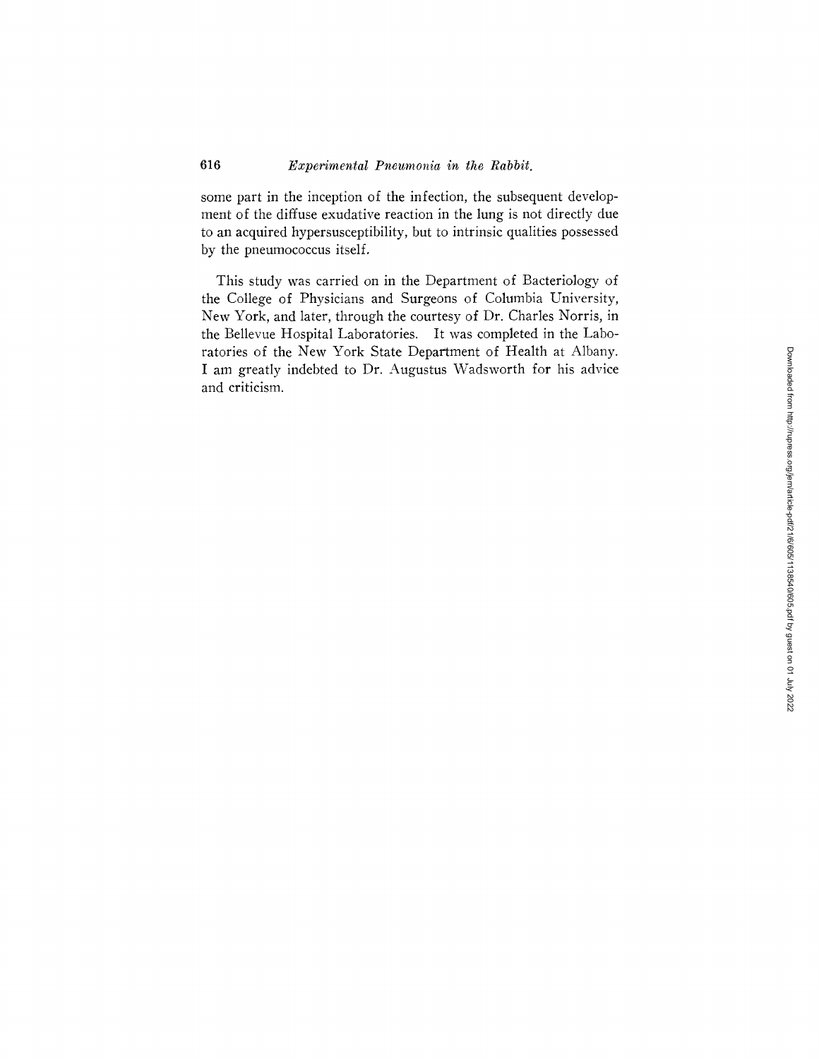some part in the inception of the infection, the subsequent development of the diffuse exudative reaction in the lung is not directly due to an acquired hypersusceptibility, but to intrinsic qualities possessed by the pneumococcus itself.

This study was carried on in the Department of Bacteriology of the College of Physicians and Surgeons of Columbia University, New York, and later, through the courtesy of Dr. Charles Norris, in the Bellevue Hospital Laboratories. It was completed in the Laboratories of the New York State Department of Health at Albany. I am greatly indebted to Dr. Augustus Wadsworth for his advice and criticism.